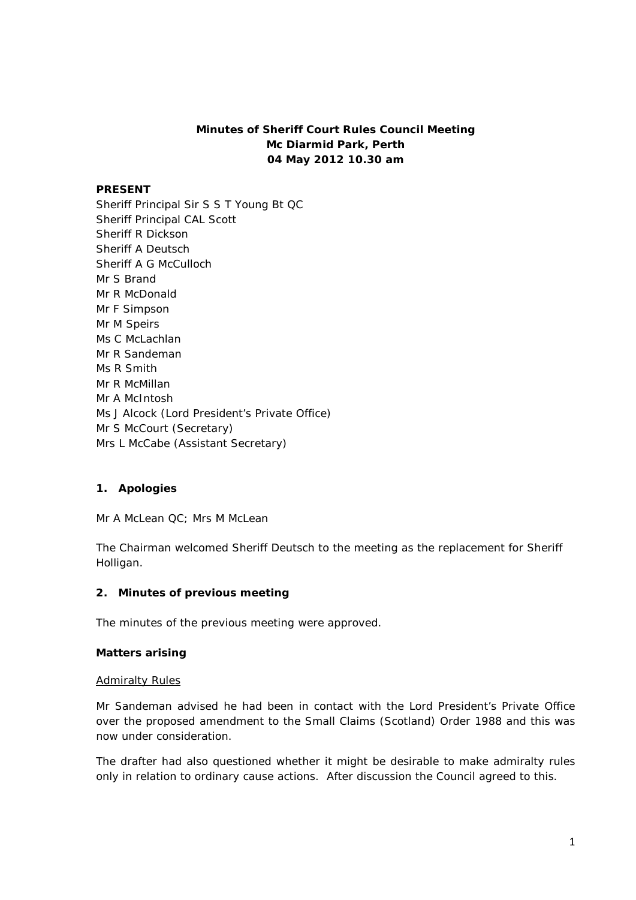**Minutes of Sheriff Court Rules Council Meeting**
**Mc Diarmid Park, Perth**
**04 May 2012 10.30 am**

**PRESENT**

Sheriff Principal Sir S S T Young Bt QC
Sheriff Principal CAL Scott
Sheriff R Dickson
Sheriff A Deutsch
Sheriff A G McCulloch
Mr S Brand
Mr R McDonald
Mr F Simpson
Mr M Speirs
Ms C McLachlan
Mr R Sandeman
Ms R Smith
Mr R McMillan
Mr A McIntosh
Ms J Alcock (Lord President's Private Office)
Mr S McCourt (Secretary)
Mrs L McCabe (Assistant Secretary)

## 1. Apologies

Mr A McLean QC; Mrs M McLean

The Chairman welcomed Sheriff Deutsch to the meeting as the replacement for Sheriff Holligan.

## 2. Minutes of previous meeting

The minutes of the previous meeting were approved.

### Matters arising

Admiralty Rules

Mr Sandeman advised he had been in contact with the Lord President's Private Office over the proposed amendment to the Small Claims (Scotland) Order 1988 and this was now under consideration.

The drafter had also questioned whether it might be desirable to make admiralty rules only in relation to ordinary cause actions. After discussion the Council agreed to this.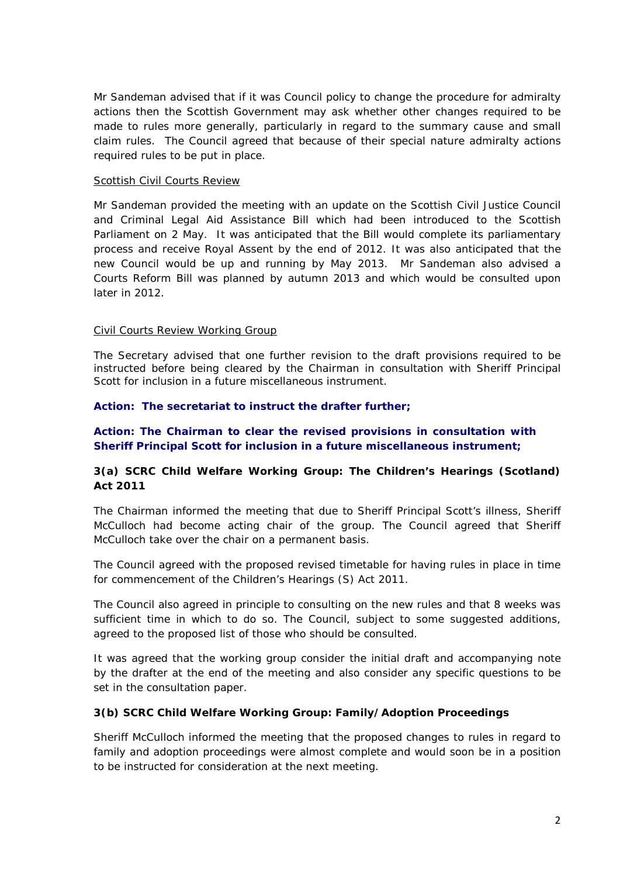Mr Sandeman advised that if it was Council policy to change the procedure for admiralty actions then the Scottish Government may ask whether other changes required to be made to rules more generally, particularly in regard to the summary cause and small claim rules. The Council agreed that because of their special nature admiralty actions required rules to be put in place.

<u>Scottish Civil Courts Review</u>

Mr Sandeman provided the meeting with an update on the Scottish Civil Justice Council and Criminal Legal Aid Assistance Bill which had been introduced to the Scottish Parliament on 2 May. It was anticipated that the Bill would complete its parliamentary process and receive Royal Assent by the end of 2012. It was also anticipated that the new Council would be up and running by May 2013. Mr Sandeman also advised a Courts Reform Bill was planned by autumn 2013 and which would be consulted upon later in 2012.

<u>Civil Courts Review Working Group</u>

The Secretary advised that one further revision to the draft provisions required to be instructed before being cleared by the Chairman in consultation with Sheriff Principal Scott for inclusion in a future miscellaneous instrument.

**Action: The secretariat to instruct the drafter further;**

**Action: The Chairman to clear the revised provisions in consultation with Sheriff Principal Scott for inclusion in a future miscellaneous instrument;**

**3(a) SCRC Child Welfare Working Group: The Children's Hearings (Scotland) Act 2011**

The Chairman informed the meeting that due to Sheriff Principal Scott's illness, Sheriff McCulloch had become acting chair of the group. The Council agreed that Sheriff McCulloch take over the chair on a permanent basis.

The Council agreed with the proposed revised timetable for having rules in place in time for commencement of the Children's Hearings (S) Act 2011.

The Council also agreed in principle to consulting on the new rules and that 8 weeks was sufficient time in which to do so. The Council, subject to some suggested additions, agreed to the proposed list of those who should be consulted.

It was agreed that the working group consider the initial draft and accompanying note by the drafter at the end of the meeting and also consider any specific questions to be set in the consultation paper.

**3(b) SCRC Child Welfare Working Group: Family/Adoption Proceedings**

Sheriff McCulloch informed the meeting that the proposed changes to rules in regard to family and adoption proceedings were almost complete and would soon be in a position to be instructed for consideration at the next meeting.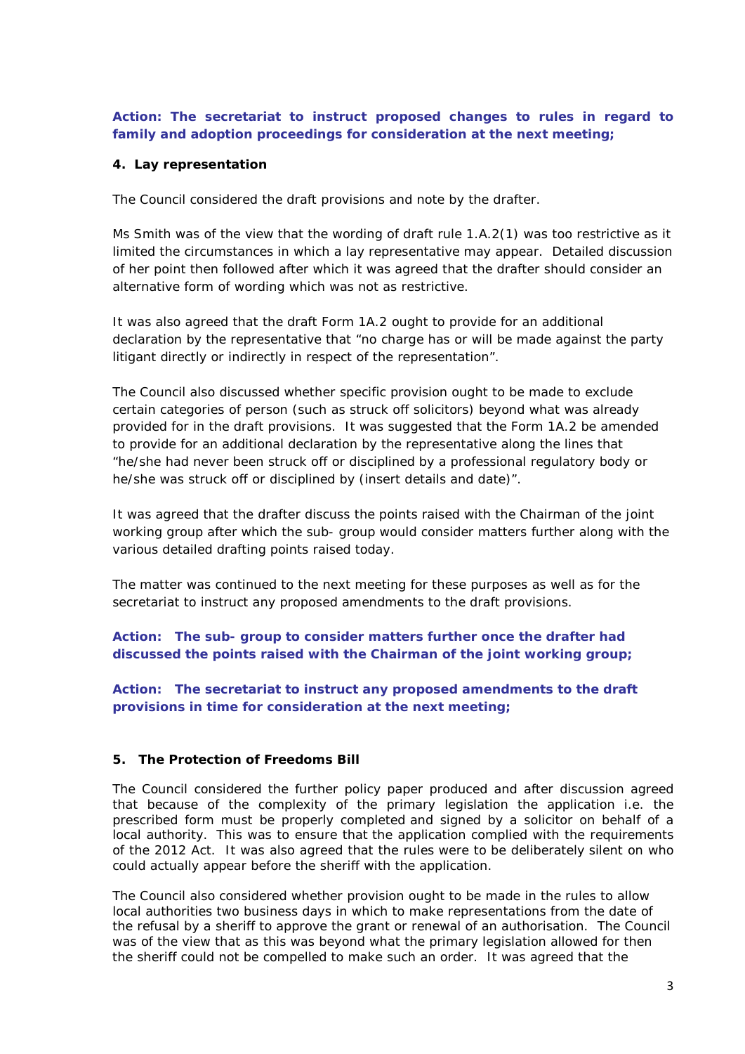**Action: The secretariat to instruct proposed changes to rules in regard to family and adoption proceedings for consideration at the next meeting;**

**4. Lay representation**

The Council considered the draft provisions and note by the drafter.

Ms Smith was of the view that the wording of draft rule 1.A.2(1) was too restrictive as it limited the circumstances in which a lay representative may appear. Detailed discussion of her point then followed after which it was agreed that the drafter should consider an alternative form of wording which was not as restrictive.

It was also agreed that the draft Form 1A.2 ought to provide for an additional declaration by the representative that "no charge has or will be made against the party litigant directly or indirectly in respect of the representation".

The Council also discussed whether specific provision ought to be made to exclude certain categories of person (such as struck off solicitors) beyond what was already provided for in the draft provisions. It was suggested that the Form 1A.2 be amended to provide for an additional declaration by the representative along the lines that "he/she had never been struck off or disciplined by a professional regulatory body or he/she was struck off or disciplined by (insert details and date)".

It was agreed that the drafter discuss the points raised with the Chairman of the joint working group after which the sub- group would consider matters further along with the various detailed drafting points raised today.

The matter was continued to the next meeting for these purposes as well as for the secretariat to instruct any proposed amendments to the draft provisions.

**Action: The sub- group to consider matters further once the drafter had discussed the points raised with the Chairman of the joint working group;**

**Action: The secretariat to instruct any proposed amendments to the draft provisions in time for consideration at the next meeting;**

**5. The Protection of Freedoms Bill**

The Council considered the further policy paper produced and after discussion agreed that because of the complexity of the primary legislation the application i.e. the prescribed form must be properly completed and signed by a solicitor on behalf of a local authority. This was to ensure that the application complied with the requirements of the 2012 Act. It was also agreed that the rules were to be deliberately silent on who could actually appear before the sheriff with the application.

The Council also considered whether provision ought to be made in the rules to allow local authorities two business days in which to make representations from the date of the refusal by a sheriff to approve the grant or renewal of an authorisation. The Council was of the view that as this was beyond what the primary legislation allowed for then the sheriff could not be compelled to make such an order. It was agreed that the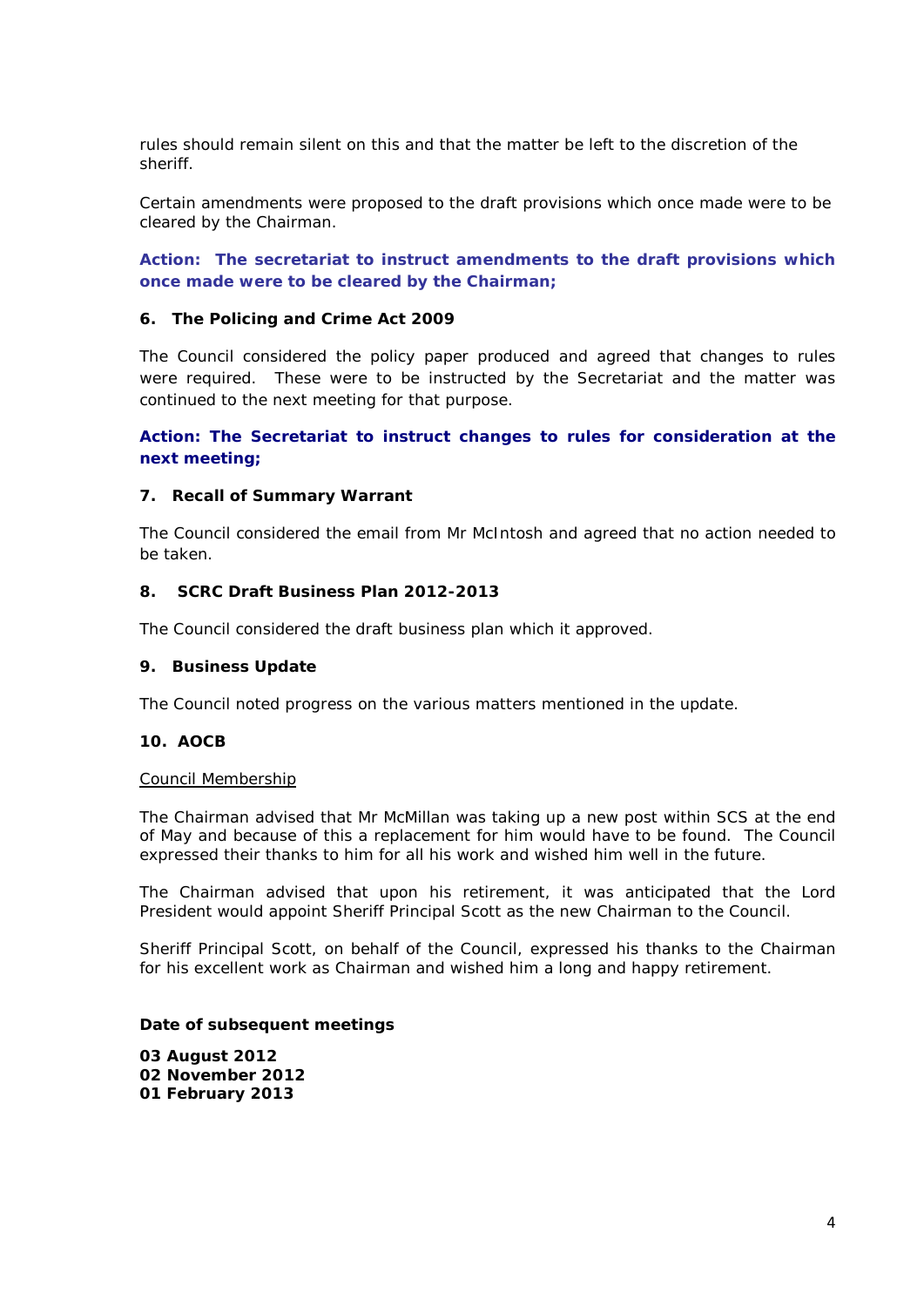rules should remain silent on this and that the matter be left to the discretion of the sheriff.

Certain amendments were proposed to the draft provisions which once made were to be cleared by the Chairman.

**Action: The secretariat to instruct amendments to the draft provisions which once made were to be cleared by the Chairman;**

### 6. The Policing and Crime Act 2009

The Council considered the policy paper produced and agreed that changes to rules were required. These were to be instructed by the Secretariat and the matter was continued to the next meeting for that purpose.

**Action: The Secretariat to instruct changes to rules for consideration at the next meeting;**

### 7. Recall of Summary Warrant

The Council considered the email from Mr McIntosh and agreed that no action needed to be taken.

### 8. SCRC Draft Business Plan 2012-2013

The Council considered the draft business plan which it approved.

### 9. Business Update

The Council noted progress on the various matters mentioned in the update.

### 10. AOCB

Council Membership

The Chairman advised that Mr McMillan was taking up a new post within SCS at the end of May and because of this a replacement for him would have to be found. The Council expressed their thanks to him for all his work and wished him well in the future.

The Chairman advised that upon his retirement, it was anticipated that the Lord President would appoint Sheriff Principal Scott as the new Chairman to the Council.

Sheriff Principal Scott, on behalf of the Council, expressed his thanks to the Chairman for his excellent work as Chairman and wished him a long and happy retirement.

**Date of subsequent meetings**

**03 August 2012**
**02 November 2012**
**01 February 2013**